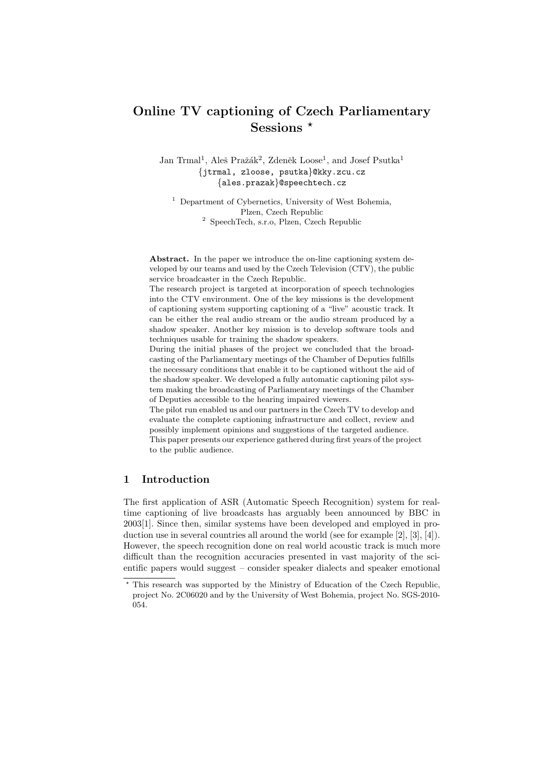# Online TV captioning of Czech Parliamentary Sessions ⋆

Jan Trmal[1], Aleš Pražák[2], Zdeněk Loose[1], and Josef Psutka[1]
{jtrmal, zloose, psutka}@kky.zcu.cz
{ales.prazak}@speechtech.cz

[1] Department of Cybernetics, University of West Bohemia, Plzen, Czech Republic
[2] SpeechTech, s.r.o, Plzen, Czech Republic

**Abstract.** In the paper we introduce the on-line captioning system developed by our teams and used by the Czech Television (CTV), the public service broadcaster in the Czech Republic.
The research project is targeted at incorporation of speech technologies into the CTV environment. One of the key missions is the development of captioning system supporting captioning of a "live" acoustic track. It can be either the real audio stream or the audio stream produced by a shadow speaker. Another key mission is to develop software tools and techniques usable for training the shadow speakers.
During the initial phases of the project we concluded that the broadcasting of the Parliamentary meetings of the Chamber of Deputies fulfills the necessary conditions that enable it to be captioned without the aid of the shadow speaker. We developed a fully automatic captioning pilot system making the broadcasting of Parliamentary meetings of the Chamber of Deputies accessible to the hearing impaired viewers.
The pilot run enabled us and our partners in the Czech TV to develop and evaluate the complete captioning infrastructure and collect, review and possibly implement opinions and suggestions of the targeted audience.
This paper presents our experience gathered during first years of the project to the public audience.

## 1 Introduction

The first application of ASR (Automatic Speech Recognition) system for real-time captioning of live broadcasts has arguably been announced by BBC in 2003[1]. Since then, similar systems have been developed and employed in production use in several countries all around the world (see for example [2], [3], [4]). However, the speech recognition done on real world acoustic track is much more difficult than the recognition accuracies presented in vast majority of the scientific papers would suggest – consider speaker dialects and speaker emotional

⋆ This research was supported by the Ministry of Education of the Czech Republic, project No. 2C06020 and by the University of West Bohemia, project No. SGS-2010-054.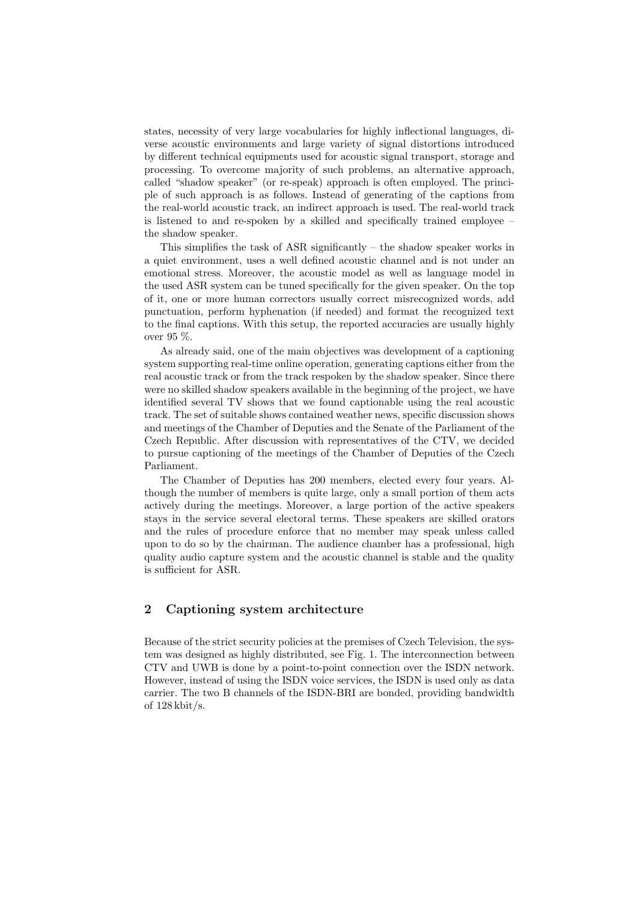states, necessity of very large vocabularies for highly inflectional languages, diverse acoustic environments and large variety of signal distortions introduced by different technical equipments used for acoustic signal transport, storage and processing. To overcome majority of such problems, an alternative approach, called "shadow speaker" (or re-speak) approach is often employed. The principle of such approach is as follows. Instead of generating of the captions from the real-world acoustic track, an indirect approach is used. The real-world track is listened to and re-spoken by a skilled and specifically trained employee – the shadow speaker.

This simplifies the task of ASR significantly – the shadow speaker works in a quiet environment, uses a well defined acoustic channel and is not under an emotional stress. Moreover, the acoustic model as well as language model in the used ASR system can be tuned specifically for the given speaker. On the top of it, one or more human correctors usually correct misrecognized words, add punctuation, perform hyphenation (if needed) and format the recognized text to the final captions. With this setup, the reported accuracies are usually highly over 95 %.

As already said, one of the main objectives was development of a captioning system supporting real-time online operation, generating captions either from the real acoustic track or from the track respoken by the shadow speaker. Since there were no skilled shadow speakers available in the beginning of the project, we have identified several TV shows that we found captionable using the real acoustic track. The set of suitable shows contained weather news, specific discussion shows and meetings of the Chamber of Deputies and the Senate of the Parliament of the Czech Republic. After discussion with representatives of the CTV, we decided to pursue captioning of the meetings of the Chamber of Deputies of the Czech Parliament.

The Chamber of Deputies has 200 members, elected every four years. Although the number of members is quite large, only a small portion of them acts actively during the meetings. Moreover, a large portion of the active speakers stays in the service several electoral terms. These speakers are skilled orators and the rules of procedure enforce that no member may speak unless called upon to do so by the chairman. The audience chamber has a professional, high quality audio capture system and the acoustic channel is stable and the quality is sufficient for ASR.

## 2 Captioning system architecture

Because of the strict security policies at the premises of Czech Television, the system was designed as highly distributed, see Fig. 1. The interconnection between CTV and UWB is done by a point-to-point connection over the ISDN network. However, instead of using the ISDN voice services, the ISDN is used only as data carrier. The two B channels of the ISDN-BRI are bonded, providing bandwidth of 128 kbit/s.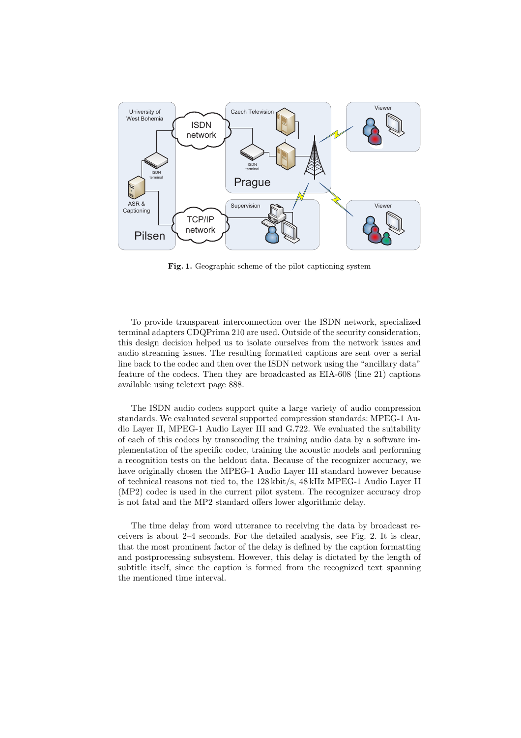**Fig. 1.** Geographic scheme of the pilot captioning system

To provide transparent interconnection over the ISDN network, specialized terminal adapters CDQPrima 210 are used. Outside of the security consideration, this design decision helped us to isolate ourselves from the network issues and audio streaming issues. The resulting formatted captions are sent over a serial line back to the codec and then over the ISDN network using the "ancillary data" feature of the codecs. Then they are broadcasted as EIA-608 (line 21) captions available using teletext page 888.

The ISDN audio codecs support quite a large variety of audio compression standards. We evaluated several supported compression standards: MPEG-1 Audio Layer II, MPEG-1 Audio Layer III and G.722. We evaluated the suitability of each of this codecs by transcoding the training audio data by a software implementation of the specific codec, training the acoustic models and performing a recognition tests on the heldout data. Because of the recognizer accuracy, we have originally chosen the MPEG-1 Audio Layer III standard however because of technical reasons not tied to, the 128 kbit/s, 48 kHz MPEG-1 Audio Layer II (MP2) codec is used in the current pilot system. The recognizer accuracy drop is not fatal and the MP2 standard offers lower algorithmic delay.

The time delay from word utterance to receiving the data by broadcast receivers is about 2–4 seconds. For the detailed analysis, see Fig. 2. It is clear, that the most prominent factor of the delay is defined by the caption formatting and postprocessing subsystem. However, this delay is dictated by the length of subtitle itself, since the caption is formed from the recognized text spanning the mentioned time interval.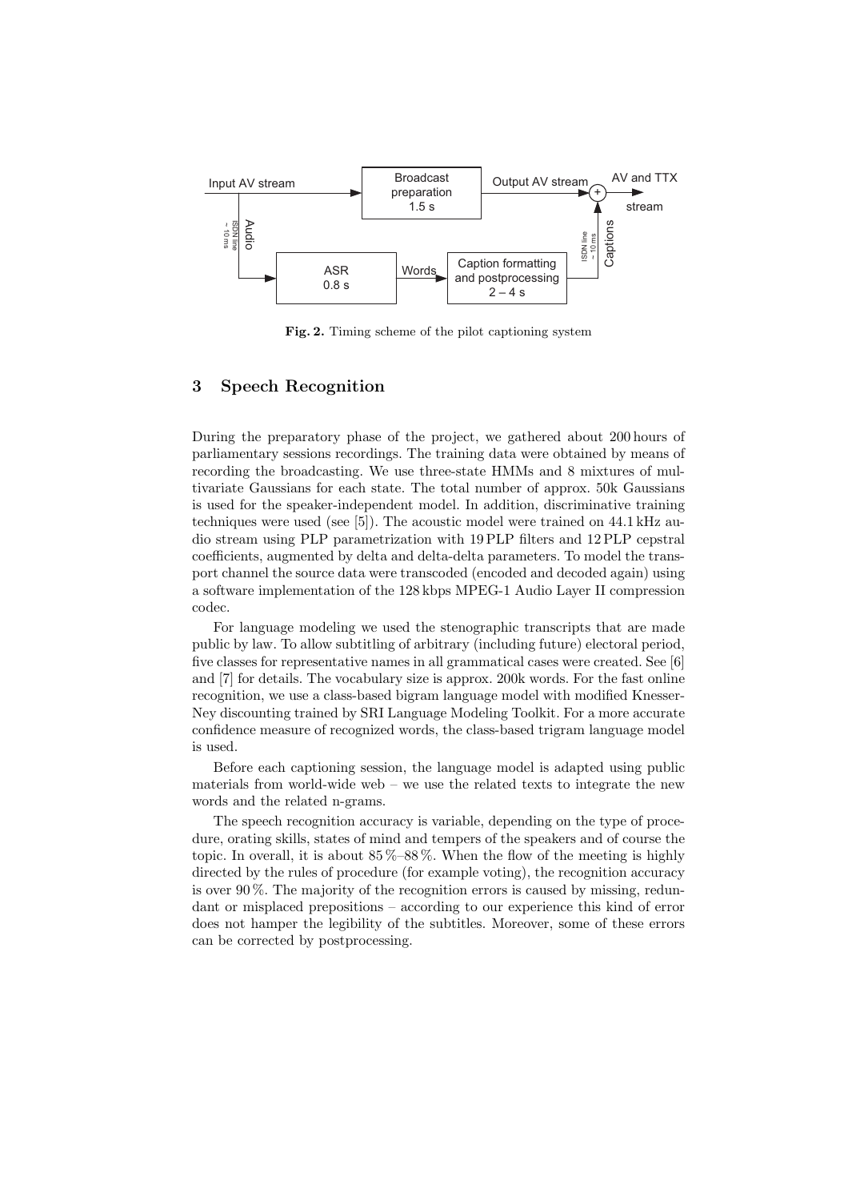Fig. 2. Timing scheme of the pilot captioning system

## 3 Speech Recognition

During the preparatory phase of the project, we gathered about 200 hours of parliamentary sessions recordings. The training data were obtained by means of recording the broadcasting. We use three-state HMMs and 8 mixtures of multivariate Gaussians for each state. The total number of approx. 50k Gaussians is used for the speaker-independent model. In addition, discriminative training techniques were used (see [5]). The acoustic model were trained on 44.1 kHz audio stream using PLP parametrization with 19 PLP filters and 12 PLP cepstral coefficients, augmented by delta and delta-delta parameters. To model the transport channel the source data were transcoded (encoded and decoded again) using a software implementation of the 128 kbps MPEG-1 Audio Layer II compression codec.

For language modeling we used the stenographic transcripts that are made public by law. To allow subtitling of arbitrary (including future) electoral period, five classes for representative names in all grammatical cases were created. See [6] and [7] for details. The vocabulary size is approx. 200k words. For the fast online recognition, we use a class-based bigram language model with modified Knesser-Ney discounting trained by SRI Language Modeling Toolkit. For a more accurate confidence measure of recognized words, the class-based trigram language model is used.

Before each captioning session, the language model is adapted using public materials from world-wide web – we use the related texts to integrate the new words and the related n-grams.

The speech recognition accuracy is variable, depending on the type of procedure, orating skills, states of mind and tempers of the speakers and of course the topic. In overall, it is about 85 %–88 %. When the flow of the meeting is highly directed by the rules of procedure (for example voting), the recognition accuracy is over 90 %. The majority of the recognition errors is caused by missing, redundant or misplaced prepositions – according to our experience this kind of error does not hamper the legibility of the subtitles. Moreover, some of these errors can be corrected by postprocessing.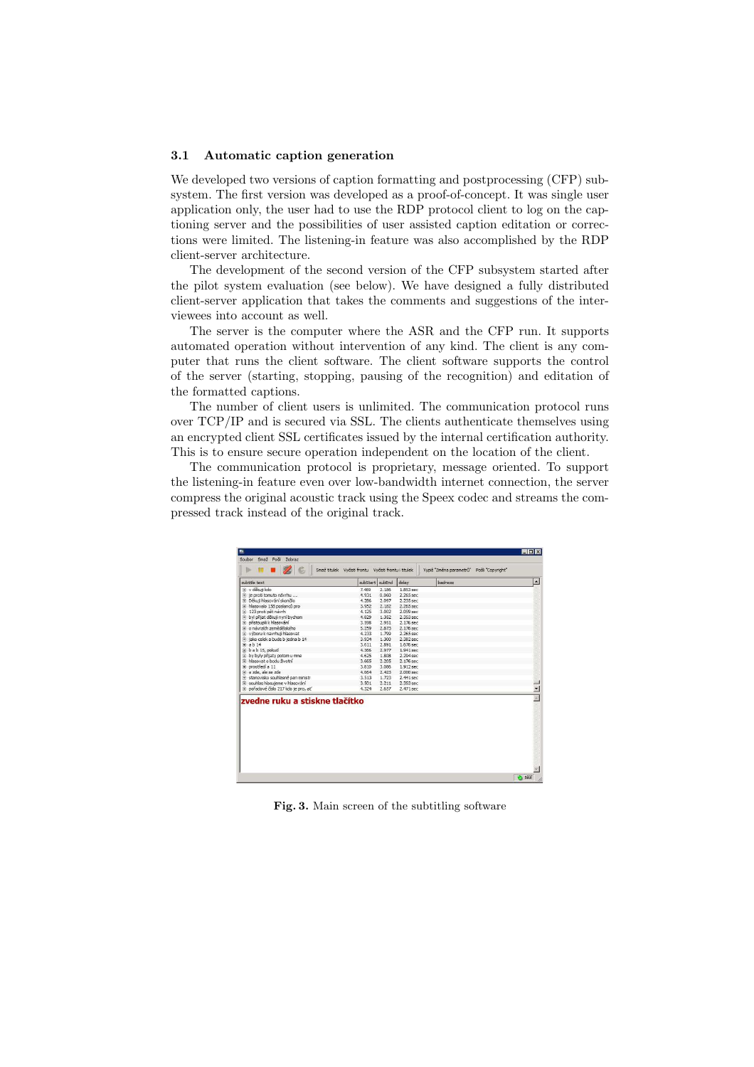### 3.1 Automatic caption generation

We developed two versions of caption formatting and postprocessing (CFP) subsystem. The first version was developed as a proof-of-concept. It was single user application only, the user had to use the RDP protocol client to log on the captioning server and the possibilities of user assisted caption editation or corrections were limited. The listening-in feature was also accomplished by the RDP client-server architecture.

The development of the second version of the CFP subsystem started after the pilot system evaluation (see below). We have designed a fully distributed client-server application that takes the comments and suggestions of the interviewees into account as well.

The server is the computer where the ASR and the CFP run. It supports automated operation without intervention of any kind. The client is any computer that runs the client software. The client software supports the control of the server (starting, stopping, pausing of the recognition) and editation of the formatted captions.

The number of client users is unlimited. The communication protocol runs over TCP/IP and is secured via SSL. The clients authenticate themselves using an encrypted client SSL certificates issued by the internal certification authority. This is to ensure secure operation independent on the location of the client.

The communication protocol is proprietary, message oriented. To support the listening-in feature even over low-bandwidth internet connection, the server compress the original acoustic track using the Speex codec and streams the compressed track instead of the original track.

**Fig. 3.** Main screen of the subtitling software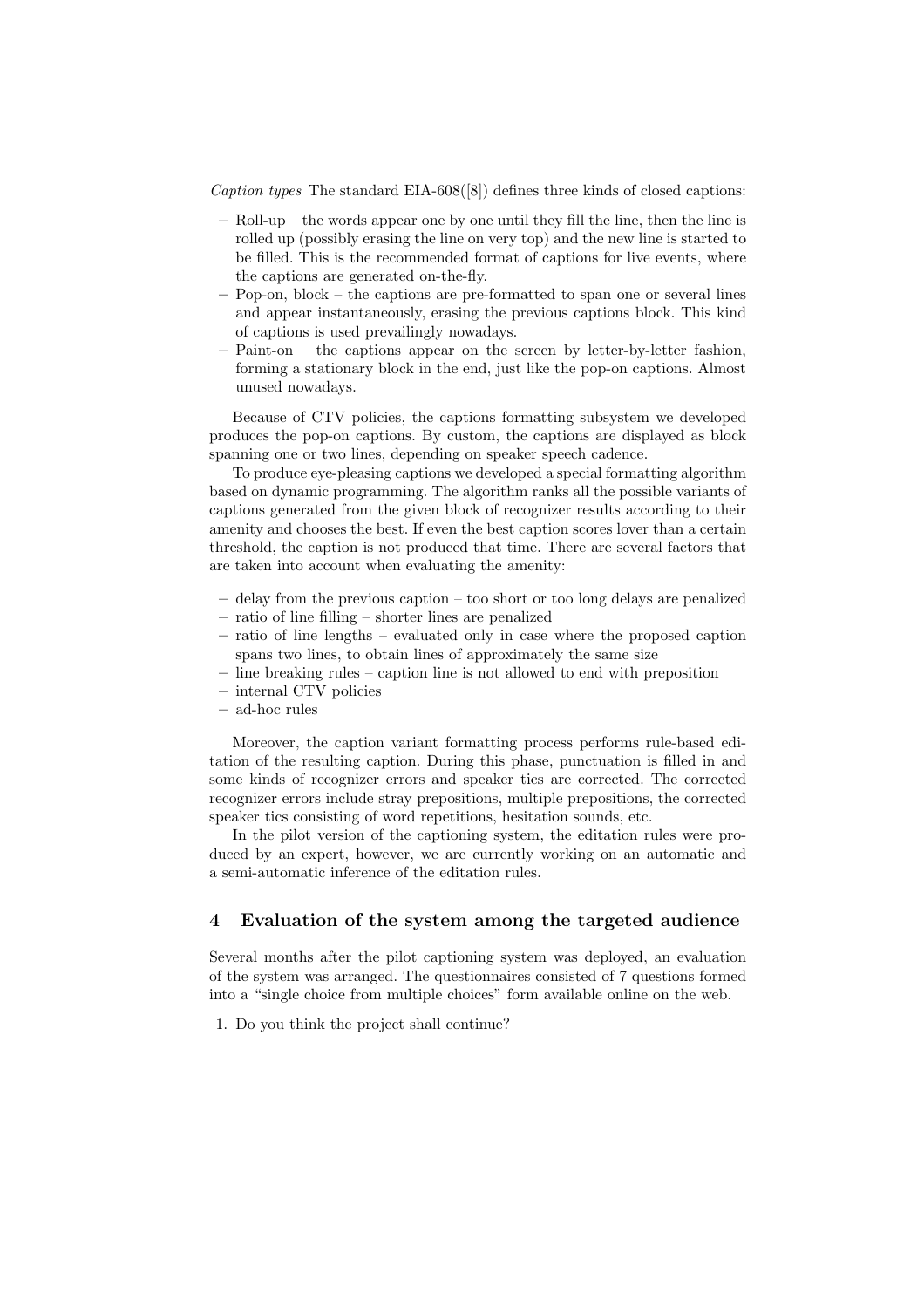*Caption types* The standard EIA-608([8]) defines three kinds of closed captions:

- Roll-up – the words appear one by one until they fill the line, then the line is rolled up (possibly erasing the line on very top) and the new line is started to be filled. This is the recommended format of captions for live events, where the captions are generated on-the-fly.
- Pop-on, block – the captions are pre-formatted to span one or several lines and appear instantaneously, erasing the previous captions block. This kind of captions is used prevailingly nowadays.
- Paint-on – the captions appear on the screen by letter-by-letter fashion, forming a stationary block in the end, just like the pop-on captions. Almost unused nowadays.

Because of CTV policies, the captions formatting subsystem we developed produces the pop-on captions. By custom, the captions are displayed as block spanning one or two lines, depending on speaker speech cadence.

To produce eye-pleasing captions we developed a special formatting algorithm based on dynamic programming. The algorithm ranks all the possible variants of captions generated from the given block of recognizer results according to their amenity and chooses the best. If even the best caption scores lover than a certain threshold, the caption is not produced that time. There are several factors that are taken into account when evaluating the amenity:

- delay from the previous caption – too short or too long delays are penalized
- ratio of line filling – shorter lines are penalized
- ratio of line lengths – evaluated only in case where the proposed caption spans two lines, to obtain lines of approximately the same size
- line breaking rules – caption line is not allowed to end with preposition
- internal CTV policies
- ad-hoc rules

Moreover, the caption variant formatting process performs rule-based editation of the resulting caption. During this phase, punctuation is filled in and some kinds of recognizer errors and speaker tics are corrected. The corrected recognizer errors include stray prepositions, multiple prepositions, the corrected speaker tics consisting of word repetitions, hesitation sounds, etc.

In the pilot version of the captioning system, the editation rules were produced by an expert, however, we are currently working on an automatic and a semi-automatic inference of the editation rules.

## 4 Evaluation of the system among the targeted audience

Several months after the pilot captioning system was deployed, an evaluation of the system was arranged. The questionnaires consisted of 7 questions formed into a "single choice from multiple choices" form available online on the web.

1. Do you think the project shall continue?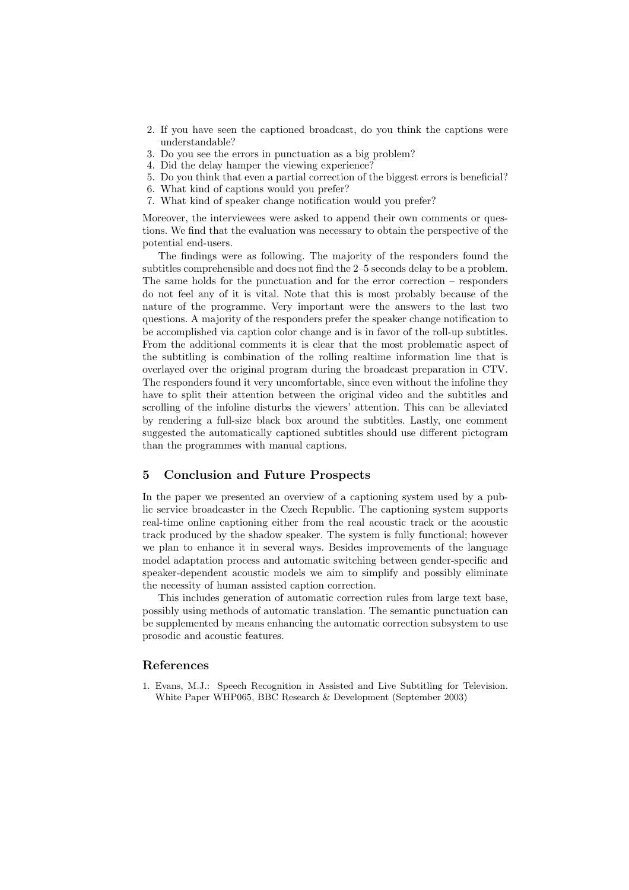2. If you have seen the captioned broadcast, do you think the captions were understandable?
3. Do you see the errors in punctuation as a big problem?
4. Did the delay hamper the viewing experience?
5. Do you think that even a partial correction of the biggest errors is beneficial?
6. What kind of captions would you prefer?
7. What kind of speaker change notification would you prefer?

Moreover, the interviewees were asked to append their own comments or questions. We find that the evaluation was necessary to obtain the perspective of the potential end-users.

The findings were as following. The majority of the responders found the subtitles comprehensible and does not find the 2–5 seconds delay to be a problem. The same holds for the punctuation and for the error correction – responders do not feel any of it is vital. Note that this is most probably because of the nature of the programme. Very important were the answers to the last two questions. A majority of the responders prefer the speaker change notification to be accomplished via caption color change and is in favor of the roll-up subtitles. From the additional comments it is clear that the most problematic aspect of the subtitling is combination of the rolling realtime information line that is overlayed over the original program during the broadcast preparation in CTV. The responders found it very uncomfortable, since even without the infoline they have to split their attention between the original video and the subtitles and scrolling of the infoline disturbs the viewers' attention. This can be alleviated by rendering a full-size black box around the subtitles. Lastly, one comment suggested the automatically captioned subtitles should use different pictogram than the programmes with manual captions.

## 5 Conclusion and Future Prospects

In the paper we presented an overview of a captioning system used by a public service broadcaster in the Czech Republic. The captioning system supports real-time online captioning either from the real acoustic track or the acoustic track produced by the shadow speaker. The system is fully functional; however we plan to enhance it in several ways. Besides improvements of the language model adaptation process and automatic switching between gender-specific and speaker-dependent acoustic models we aim to simplify and possibly eliminate the necessity of human assisted caption correction.

This includes generation of automatic correction rules from large text base, possibly using methods of automatic translation. The semantic punctuation can be supplemented by means enhancing the automatic correction subsystem to use prosodic and acoustic features.

## References

1. Evans, M.J.: Speech Recognition in Assisted and Live Subtitling for Television. White Paper WHP065, BBC Research & Development (September 2003)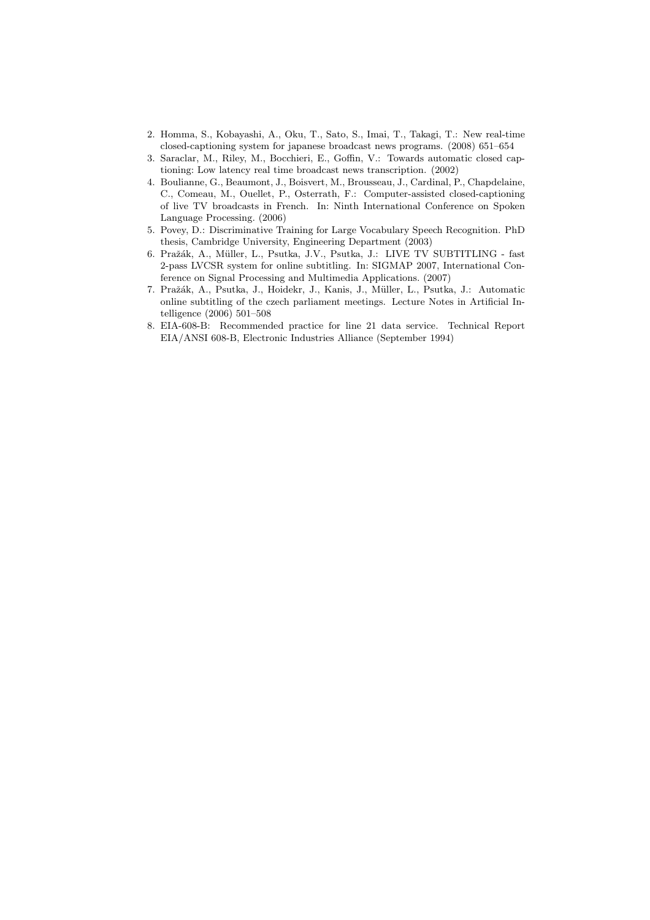2. Homma, S., Kobayashi, A., Oku, T., Sato, S., Imai, T., Takagi, T.: New real-time closed-captioning system for japanese broadcast news programs. (2008) 651–654
3. Saraclar, M., Riley, M., Bocchieri, E., Goffin, V.: Towards automatic closed captioning: Low latency real time broadcast news transcription. (2002)
4. Boulianne, G., Beaumont, J., Boisvert, M., Brousseau, J., Cardinal, P., Chapdelaine, C., Comeau, M., Ouellet, P., Osterrath, F.: Computer-assisted closed-captioning of live TV broadcasts in French. In: Ninth International Conference on Spoken Language Processing. (2006)
5. Povey, D.: Discriminative Training for Large Vocabulary Speech Recognition. PhD thesis, Cambridge University, Engineering Department (2003)
6. Pražák, A., Müller, L., Psutka, J.V., Psutka, J.: LIVE TV SUBTITLING - fast 2-pass LVCSR system for online subtitling. In: SIGMAP 2007, International Conference on Signal Processing and Multimedia Applications. (2007)
7. Pražák, A., Psutka, J., Hoidekr, J., Kanis, J., Müller, L., Psutka, J.: Automatic online subtitling of the czech parliament meetings. Lecture Notes in Artificial Intelligence (2006) 501–508
8. EIA-608-B: Recommended practice for line 21 data service. Technical Report EIA/ANSI 608-B, Electronic Industries Alliance (September 1994)